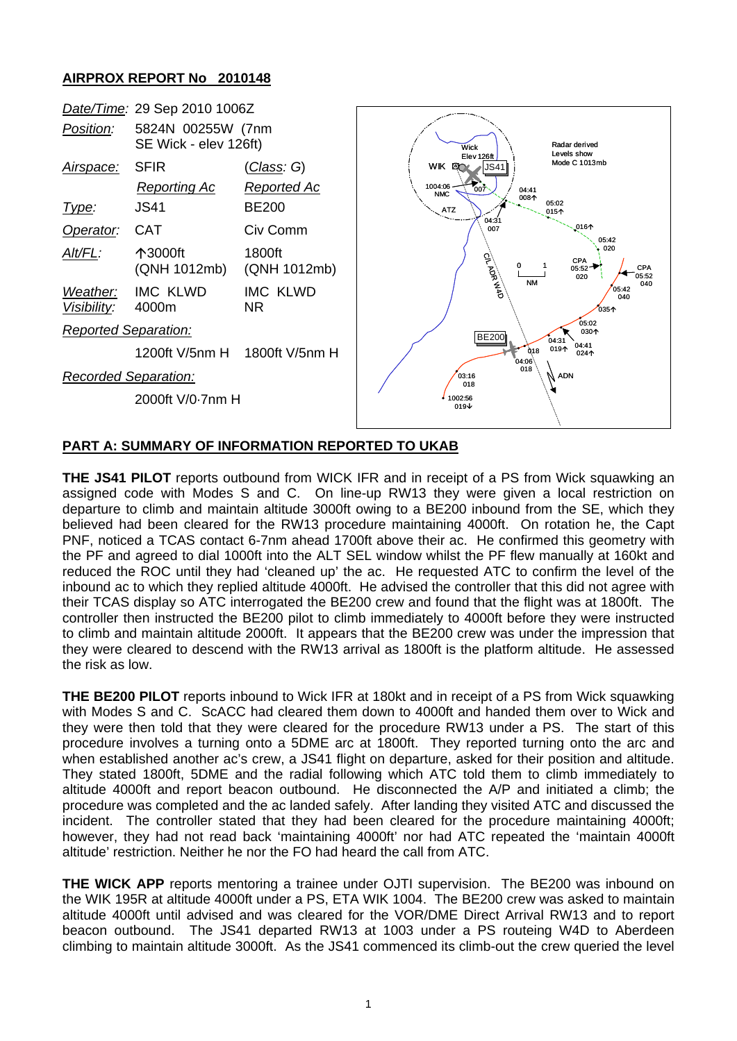## AIRPROX REPORT No 2010148

| | | |
|---|---|---|
| *Date/Time:* | 29 Sep 2010 1006Z | |
| *Position:* | 5824N 00255W (7nm SE Wick - elev 126ft) | |
| *Airspace:* | SFIR | (*Class: G*) |
| | *Reporting Ac* | *Reported Ac* |
| *Type:* | JS41 | BE200 |
| *Operator:* | CAT | Civ Comm |
| *Alt/FL:* | ↑3000ft (QNH 1012mb) | 1800ft (QNH 1012mb) |
| *Weather:* | IMC KLWD | IMC KLWD |
| *Visibility:* | 4000m | NR |
| *Reported Separation:* | | |
| | 1200ft V/5nm H | 1800ft V/5nm H |
| *Recorded Separation:* | | |
| | 2000ft V/0·7nm H | |

## PART A: SUMMARY OF INFORMATION REPORTED TO UKAB

**THE JS41 PILOT** reports outbound from WICK IFR and in receipt of a PS from Wick squawking an assigned code with Modes S and C. On line-up RW13 they were given a local restriction on departure to climb and maintain altitude 3000ft owing to a BE200 inbound from the SE, which they believed had been cleared for the RW13 procedure maintaining 4000ft. On rotation he, the Capt PNF, noticed a TCAS contact 6-7nm ahead 1700ft above their ac. He confirmed this geometry with the PF and agreed to dial 1000ft into the ALT SEL window whilst the PF flew manually at 160kt and reduced the ROC until they had 'cleaned up' the ac. He requested ATC to confirm the level of the inbound ac to which they replied altitude 4000ft. He advised the controller that this did not agree with their TCAS display so ATC interrogated the BE200 crew and found that the flight was at 1800ft. The controller then instructed the BE200 pilot to climb immediately to 4000ft before they were instructed to climb and maintain altitude 2000ft. It appears that the BE200 crew was under the impression that they were cleared to descend with the RW13 arrival as 1800ft is the platform altitude. He assessed the risk as low.

**THE BE200 PILOT** reports inbound to Wick IFR at 180kt and in receipt of a PS from Wick squawking with Modes S and C. ScACC had cleared them down to 4000ft and handed them over to Wick and they were then told that they were cleared for the procedure RW13 under a PS. The start of this procedure involves a turning onto a 5DME arc at 1800ft. They reported turning onto the arc and when established another ac's crew, a JS41 flight on departure, asked for their position and altitude. They stated 1800ft, 5DME and the radial following which ATC told them to climb immediately to altitude 4000ft and report beacon outbound. He disconnected the A/P and initiated a climb; the procedure was completed and the ac landed safely. After landing they visited ATC and discussed the incident. The controller stated that they had been cleared for the procedure maintaining 4000ft; however, they had not read back 'maintaining 4000ft' nor had ATC repeated the 'maintain 4000ft altitude' restriction. Neither he nor the FO had heard the call from ATC.

**THE WICK APP** reports mentoring a trainee under OJTI supervision. The BE200 was inbound on the WIK 195R at altitude 4000ft under a PS, ETA WIK 1004. The BE200 crew was asked to maintain altitude 4000ft until advised and was cleared for the VOR/DME Direct Arrival RW13 and to report beacon outbound. The JS41 departed RW13 at 1003 under a PS routeing W4D to Aberdeen climbing to maintain altitude 3000ft. As the JS41 commenced its climb-out the crew queried the level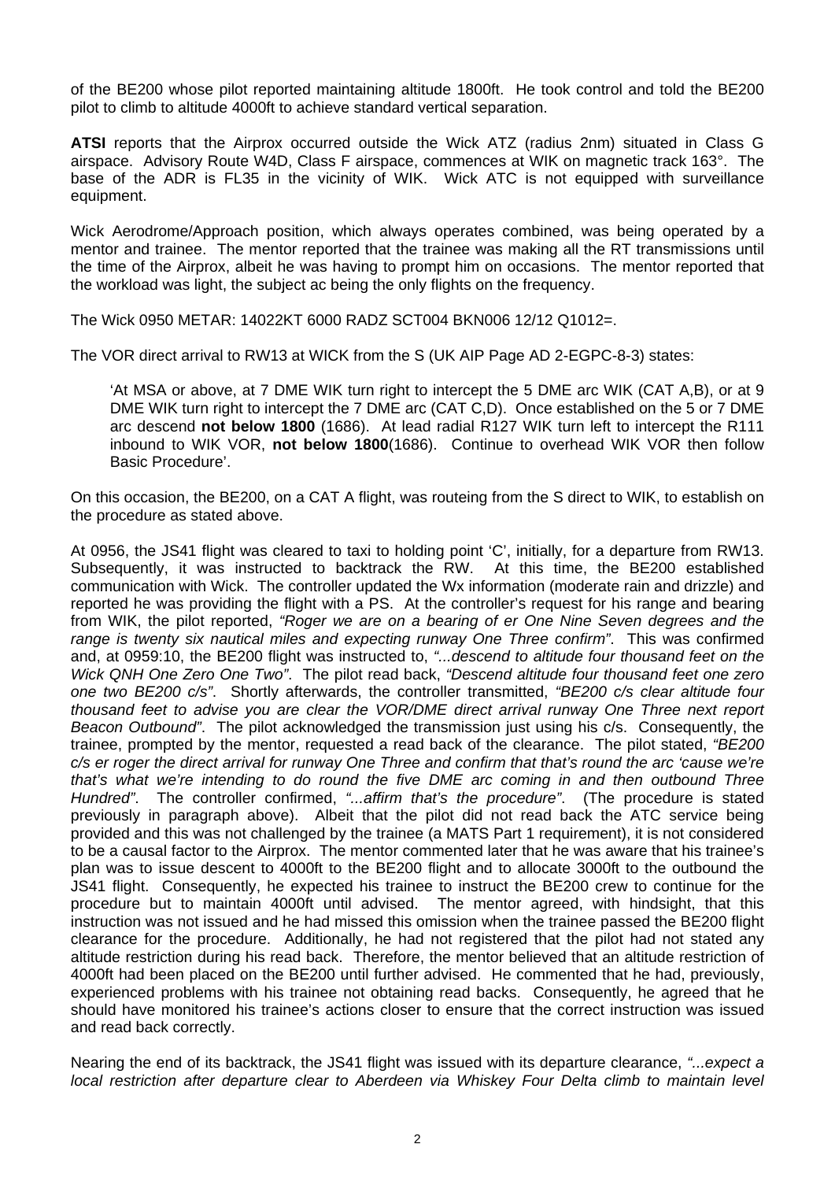of the BE200 whose pilot reported maintaining altitude 1800ft. He took control and told the BE200 pilot to climb to altitude 4000ft to achieve standard vertical separation.

**ATSI** reports that the Airprox occurred outside the Wick ATZ (radius 2nm) situated in Class G airspace. Advisory Route W4D, Class F airspace, commences at WIK on magnetic track 163°. The base of the ADR is FL35 in the vicinity of WIK. Wick ATC is not equipped with surveillance equipment.

Wick Aerodrome/Approach position, which always operates combined, was being operated by a mentor and trainee. The mentor reported that the trainee was making all the RT transmissions until the time of the Airprox, albeit he was having to prompt him on occasions. The mentor reported that the workload was light, the subject ac being the only flights on the frequency.

The Wick 0950 METAR: 14022KT 6000 RADZ SCT004 BKN006 12/12 Q1012=.

The VOR direct arrival to RW13 at WICK from the S (UK AIP Page AD 2-EGPC-8-3) states:

> 'At MSA or above, at 7 DME WIK turn right to intercept the 5 DME arc WIK (CAT A,B), or at 9 DME WIK turn right to intercept the 7 DME arc (CAT C,D). Once established on the 5 or 7 DME arc descend **not below 1800** (1686). At lead radial R127 WIK turn left to intercept the R111 inbound to WIK VOR, **not below 1800**(1686). Continue to overhead WIK VOR then follow Basic Procedure'.

On this occasion, the BE200, on a CAT A flight, was routeing from the S direct to WIK, to establish on the procedure as stated above.

At 0956, the JS41 flight was cleared to taxi to holding point 'C', initially, for a departure from RW13. Subsequently, it was instructed to backtrack the RW. At this time, the BE200 established communication with Wick. The controller updated the Wx information (moderate rain and drizzle) and reported he was providing the flight with a PS. At the controller's request for his range and bearing from WIK, the pilot reported, *"Roger we are on a bearing of er One Nine Seven degrees and the range is twenty six nautical miles and expecting runway One Three confirm"*. This was confirmed and, at 0959:10, the BE200 flight was instructed to, *"...descend to altitude four thousand feet on the Wick QNH One Zero One Two"*. The pilot read back, *"Descend altitude four thousand feet one zero one two BE200 c/s"*. Shortly afterwards, the controller transmitted, *"BE200 c/s clear altitude four thousand feet to advise you are clear the VOR/DME direct arrival runway One Three next report Beacon Outbound"*. The pilot acknowledged the transmission just using his c/s. Consequently, the trainee, prompted by the mentor, requested a read back of the clearance. The pilot stated, *"BE200 c/s er roger the direct arrival for runway One Three and confirm that that's round the arc 'cause we're that's what we're intending to do round the five DME arc coming in and then outbound Three Hundred"*. The controller confirmed, *"...affirm that's the procedure"*. (The procedure is stated previously in paragraph above). Albeit that the pilot did not read back the ATC service being provided and this was not challenged by the trainee (a MATS Part 1 requirement), it is not considered to be a causal factor to the Airprox. The mentor commented later that he was aware that his trainee's plan was to issue descent to 4000ft to the BE200 flight and to allocate 3000ft to the outbound the JS41 flight. Consequently, he expected his trainee to instruct the BE200 crew to continue for the procedure but to maintain 4000ft until advised. The mentor agreed, with hindsight, that this instruction was not issued and he had missed this omission when the trainee passed the BE200 flight clearance for the procedure. Additionally, he had not registered that the pilot had not stated any altitude restriction during his read back. Therefore, the mentor believed that an altitude restriction of 4000ft had been placed on the BE200 until further advised. He commented that he had, previously, experienced problems with his trainee not obtaining read backs. Consequently, he agreed that he should have monitored his trainee's actions closer to ensure that the correct instruction was issued and read back correctly.

Nearing the end of its backtrack, the JS41 flight was issued with its departure clearance, *"...expect a local restriction after departure clear to Aberdeen via Whiskey Four Delta climb to maintain level*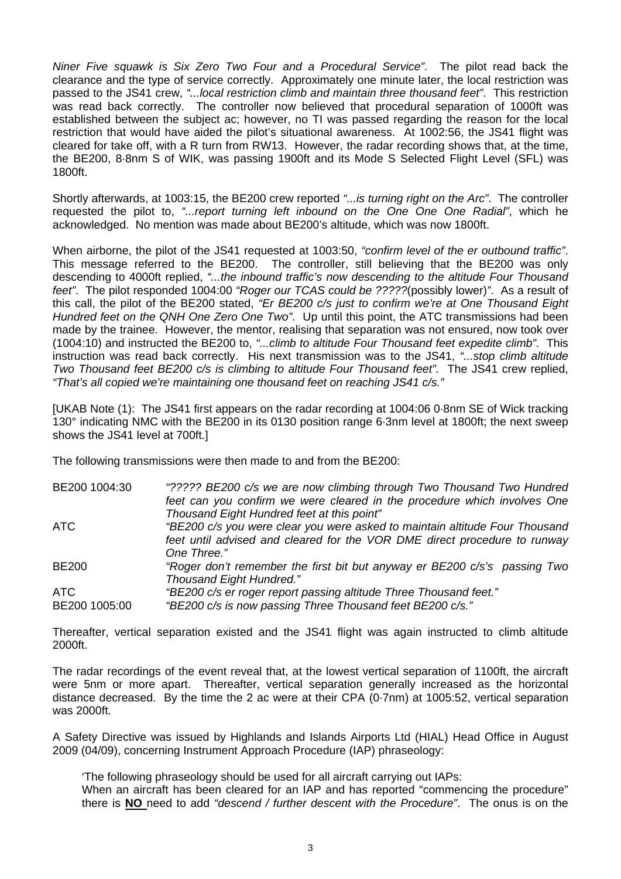*Niner Five squawk is Six Zero Two Four and a Procedural Service"*. The pilot read back the clearance and the type of service correctly. Approximately one minute later, the local restriction was passed to the JS41 crew, *"...local restriction climb and maintain three thousand feet"*. This restriction was read back correctly. The controller now believed that procedural separation of 1000ft was established between the subject ac; however, no TI was passed regarding the reason for the local restriction that would have aided the pilot's situational awareness. At 1002:56, the JS41 flight was cleared for take off, with a R turn from RW13. However, the radar recording shows that, at the time, the BE200, 8·8nm S of WIK, was passing 1900ft and its Mode S Selected Flight Level (SFL) was 1800ft.

Shortly afterwards, at 1003:15, the BE200 crew reported *"...is turning right on the Arc"*. The controller requested the pilot to, *"...report turning left inbound on the One One One Radial"*, which he acknowledged. No mention was made about BE200's altitude, which was now 1800ft.

When airborne, the pilot of the JS41 requested at 1003:50, *"confirm level of the er outbound traffic"*. This message referred to the BE200. The controller, still believing that the BE200 was only descending to 4000ft replied, *"...the inbound traffic's now descending to the altitude Four Thousand feet"*. The pilot responded 1004:00 *"Roger our TCAS could be ?????*(possibly lower)*"*. As a result of this call, the pilot of the BE200 stated, *"Er BE200 c/s just to confirm we're at One Thousand Eight Hundred feet on the QNH One Zero One Two"*. Up until this point, the ATC transmissions had been made by the trainee. However, the mentor, realising that separation was not ensured, now took over (1004:10) and instructed the BE200 to, *"...climb to altitude Four Thousand feet expedite climb"*. This instruction was read back correctly. His next transmission was to the JS41, *"...stop climb altitude Two Thousand feet BE200 c/s is climbing to altitude Four Thousand feet"*. The JS41 crew replied, *"That's all copied we're maintaining one thousand feet on reaching JS41 c/s."*

[UKAB Note (1): The JS41 first appears on the radar recording at 1004:06 0·8nm SE of Wick tracking 130° indicating NMC with the BE200 in its 0130 position range 6·3nm level at 1800ft; the next sweep shows the JS41 level at 700ft.]

The following transmissions were then made to and from the BE200:

| | |
|---|---|
| BE200 1004:30 | *"????? BE200 c/s we are now climbing through Two Thousand Two Hundred feet can you confirm we were cleared in the procedure which involves One Thousand Eight Hundred feet at this point"* |
| ATC | *"BE200 c/s you were clear you were asked to maintain altitude Four Thousand feet until advised and cleared for the VOR DME direct procedure to runway One Three."* |
| BE200 | *"Roger don't remember the first bit but anyway er BE200 c/s's passing Two Thousand Eight Hundred."* |
| ATC | *"BE200 c/s er roger report passing altitude Three Thousand feet."* |
| BE200 1005:00 | *"BE200 c/s is now passing Three Thousand feet BE200 c/s."* |

Thereafter, vertical separation existed and the JS41 flight was again instructed to climb altitude 2000ft.

The radar recordings of the event reveal that, at the lowest vertical separation of 1100ft, the aircraft were 5nm or more apart. Thereafter, vertical separation generally increased as the horizontal distance decreased. By the time the 2 ac were at their CPA (0·7nm) at 1005:52, vertical separation was 2000ft.

A Safety Directive was issued by Highlands and Islands Airports Ltd (HIAL) Head Office in August 2009 (04/09), concerning Instrument Approach Procedure (IAP) phraseology:

> 'The following phraseology should be used for all aircraft carrying out IAPs:
> When an aircraft has been cleared for an IAP and has reported "commencing the procedure" there is **NO** need to add *"descend / further descent with the Procedure"*. The onus is on the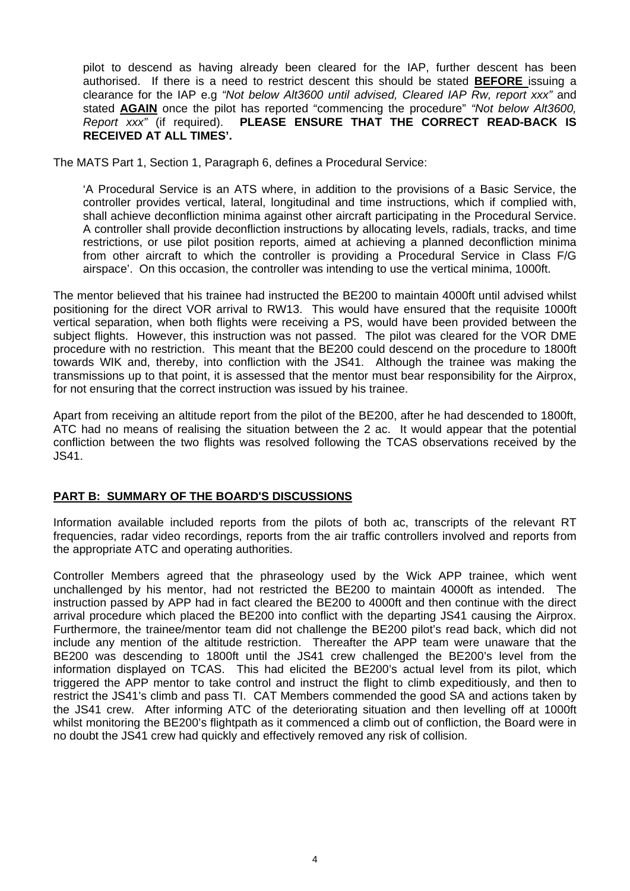pilot to descend as having already been cleared for the IAP, further descent has been authorised. If there is a need to restrict descent this should be stated **BEFORE** issuing a clearance for the IAP e.g *"Not below Alt3600 until advised, Cleared IAP Rw, report xxx"* and stated **AGAIN** once the pilot has reported "commencing the procedure" *"Not below Alt3600, Report xxx"* (if required). **PLEASE ENSURE THAT THE CORRECT READ-BACK IS RECEIVED AT ALL TIMES'.**

The MATS Part 1, Section 1, Paragraph 6, defines a Procedural Service:

'A Procedural Service is an ATS where, in addition to the provisions of a Basic Service, the controller provides vertical, lateral, longitudinal and time instructions, which if complied with, shall achieve deconfliction minima against other aircraft participating in the Procedural Service. A controller shall provide deconfliction instructions by allocating levels, radials, tracks, and time restrictions, or use pilot position reports, aimed at achieving a planned deconfliction minima from other aircraft to which the controller is providing a Procedural Service in Class F/G airspace'. On this occasion, the controller was intending to use the vertical minima, 1000ft.

The mentor believed that his trainee had instructed the BE200 to maintain 4000ft until advised whilst positioning for the direct VOR arrival to RW13. This would have ensured that the requisite 1000ft vertical separation, when both flights were receiving a PS, would have been provided between the subject flights. However, this instruction was not passed. The pilot was cleared for the VOR DME procedure with no restriction. This meant that the BE200 could descend on the procedure to 1800ft towards WIK and, thereby, into confliction with the JS41. Although the trainee was making the transmissions up to that point, it is assessed that the mentor must bear responsibility for the Airprox, for not ensuring that the correct instruction was issued by his trainee.

Apart from receiving an altitude report from the pilot of the BE200, after he had descended to 1800ft, ATC had no means of realising the situation between the 2 ac. It would appear that the potential confliction between the two flights was resolved following the TCAS observations received by the JS41.

## PART B: SUMMARY OF THE BOARD'S DISCUSSIONS

Information available included reports from the pilots of both ac, transcripts of the relevant RT frequencies, radar video recordings, reports from the air traffic controllers involved and reports from the appropriate ATC and operating authorities.

Controller Members agreed that the phraseology used by the Wick APP trainee, which went unchallenged by his mentor, had not restricted the BE200 to maintain 4000ft as intended. The instruction passed by APP had in fact cleared the BE200 to 4000ft and then continue with the direct arrival procedure which placed the BE200 into conflict with the departing JS41 causing the Airprox. Furthermore, the trainee/mentor team did not challenge the BE200 pilot's read back, which did not include any mention of the altitude restriction. Thereafter the APP team were unaware that the BE200 was descending to 1800ft until the JS41 crew challenged the BE200's level from the information displayed on TCAS. This had elicited the BE200's actual level from its pilot, which triggered the APP mentor to take control and instruct the flight to climb expeditiously, and then to restrict the JS41's climb and pass TI. CAT Members commended the good SA and actions taken by the JS41 crew. After informing ATC of the deteriorating situation and then levelling off at 1000ft whilst monitoring the BE200's flightpath as it commenced a climb out of confliction, the Board were in no doubt the JS41 crew had quickly and effectively removed any risk of collision.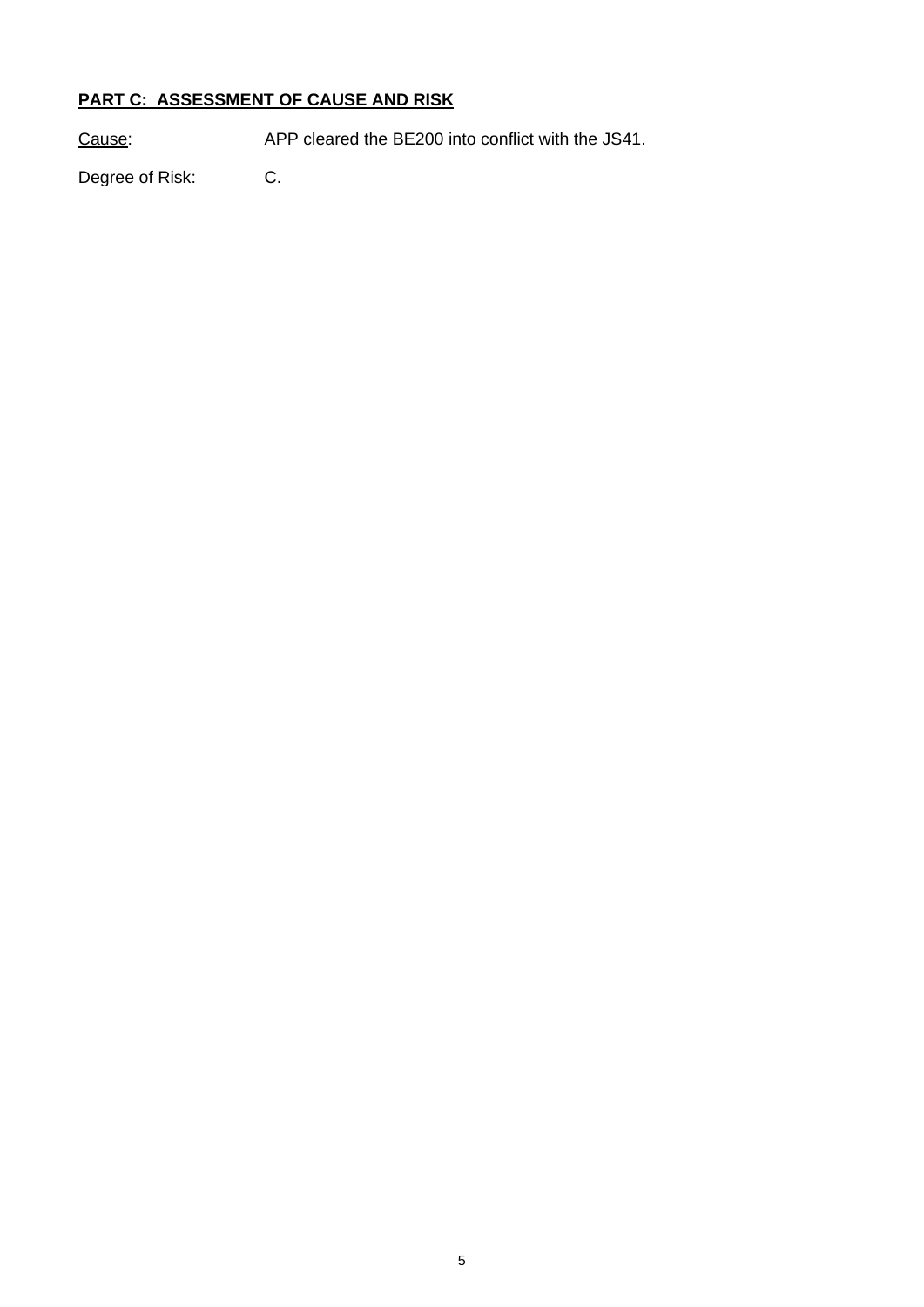**PART C: ASSESSMENT OF CAUSE AND RISK**

Cause: APP cleared the BE200 into conflict with the JS41.

Degree of Risk: C.